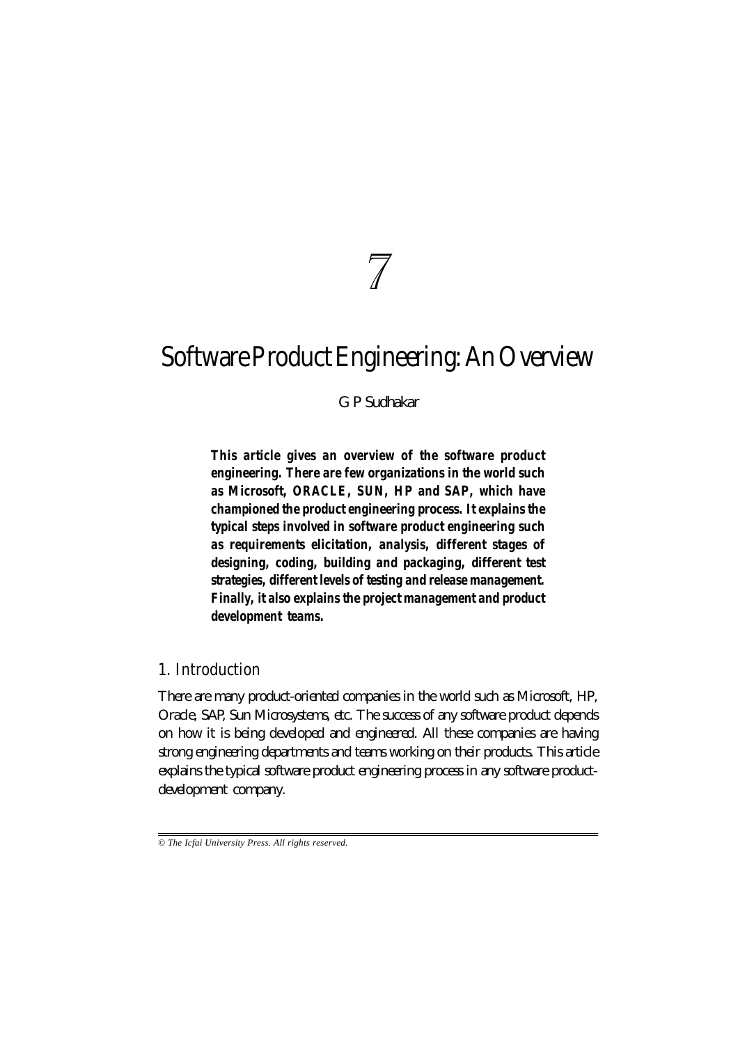7

# Software Product Engineering: An Overview

G P Sudhakar

**This article gives an overview of the software product engineering. There are few organizations in the world such as Microsoft, ORACLE, SUN, HP and SAP, which have championed the product engineering process. It explains the typical steps involved in software product engineering such as requirements elicitation, analysis, different stages of designing, coding, building and packaging, different test strategies, different levels of testing and release management. Finally, it also explains the project management and product development teams.**

## 1. Introduction

There are many product-oriented companies in the world such as Microsoft, HP, Oracle, SAP, Sun Microsystems, etc. The success of any software product depends on how it is being developed and engineered. All these companies are having strong engineering departments and teams working on their products. This article explains the typical software product engineering process in any software product-development company.

© *The Icfai University Press. All rights reserved.*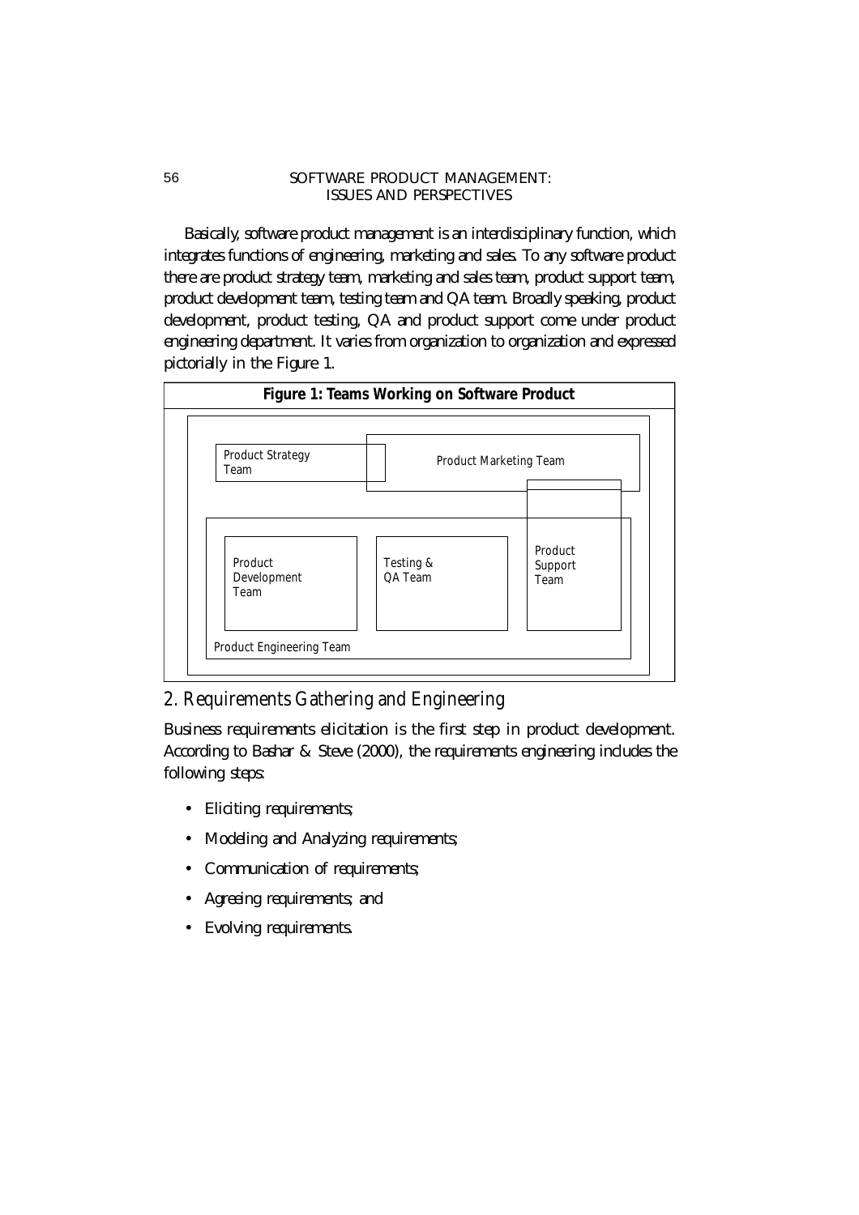Basically, software product management is an interdisciplinary function, which integrates functions of engineering, marketing and sales. To any software product there are product strategy team, marketing and sales team, product support team, product development team, testing team and QA team. Broadly speaking, product development, product testing, QA and product support come under product engineering department. It varies from organization to organization and expressed pictorially in the Figure 1.

**Figure 1: Teams Working on Software Product**

Product Strategy Team

Product Marketing Team

Product Development Team

Testing & QA Team

Product Support Team

Product Engineering Team

## 2. Requirements Gathering and Engineering

Business requirements elicitation is the first step in product development. According to Bashar & Steve (2000), the requirements engineering includes the following steps:

- Eliciting requirements;
- Modeling and Analyzing requirements;
- Communication of requirements;
- Agreeing requirements; and
- Evolving requirements.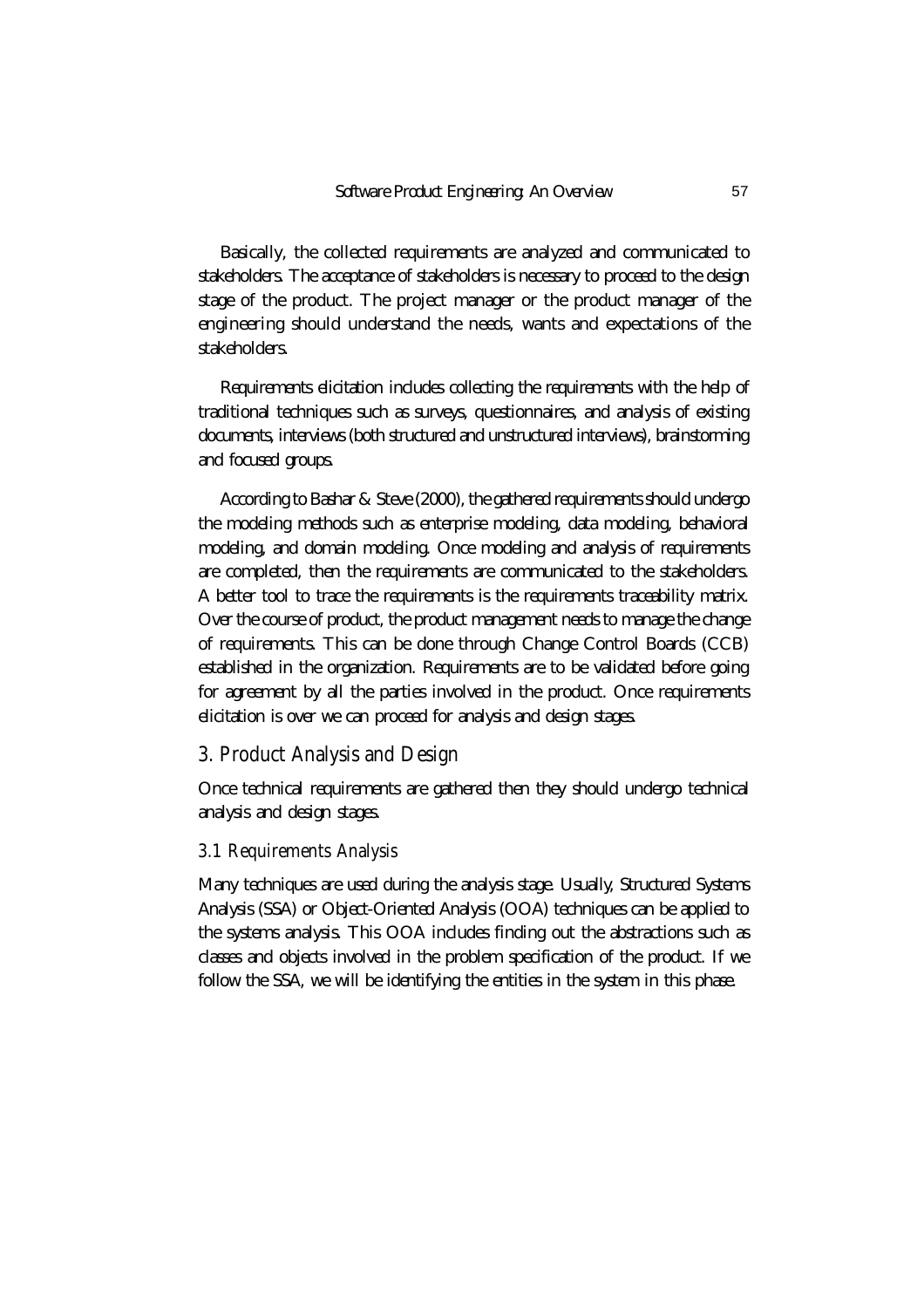Basically, the collected requirements are analyzed and communicated to stakeholders. The acceptance of stakeholders is necessary to proceed to the design stage of the product. The project manager or the product manager of the engineering should understand the needs, wants and expectations of the stakeholders.

Requirements elicitation includes collecting the requirements with the help of traditional techniques such as surveys, questionnaires, and analysis of existing documents, interviews (both structured and unstructured interviews), brainstorming and focused groups.

According to Bashar & Steve (2000), the gathered requirements should undergo the modeling methods such as enterprise modeling, data modeling, behavioral modeling, and domain modeling. Once modeling and analysis of requirements are completed, then the requirements are communicated to the stakeholders. A better tool to trace the requirements is the requirements traceability matrix. Over the course of product, the product management needs to manage the change of requirements. This can be done through Change Control Boards (CCB) established in the organization. Requirements are to be validated before going for agreement by all the parties involved in the product. Once requirements elicitation is over we can proceed for analysis and design stages.

## 3. Product Analysis and Design

Once technical requirements are gathered then they should undergo technical analysis and design stages.

### 3.1 Requirements Analysis

Many techniques are used during the analysis stage. Usually, Structured Systems Analysis (SSA) or Object-Oriented Analysis (OOA) techniques can be applied to the systems analysis. This OOA includes finding out the abstractions such as classes and objects involved in the problem specification of the product. If we follow the SSA, we will be identifying the entities in the system in this phase.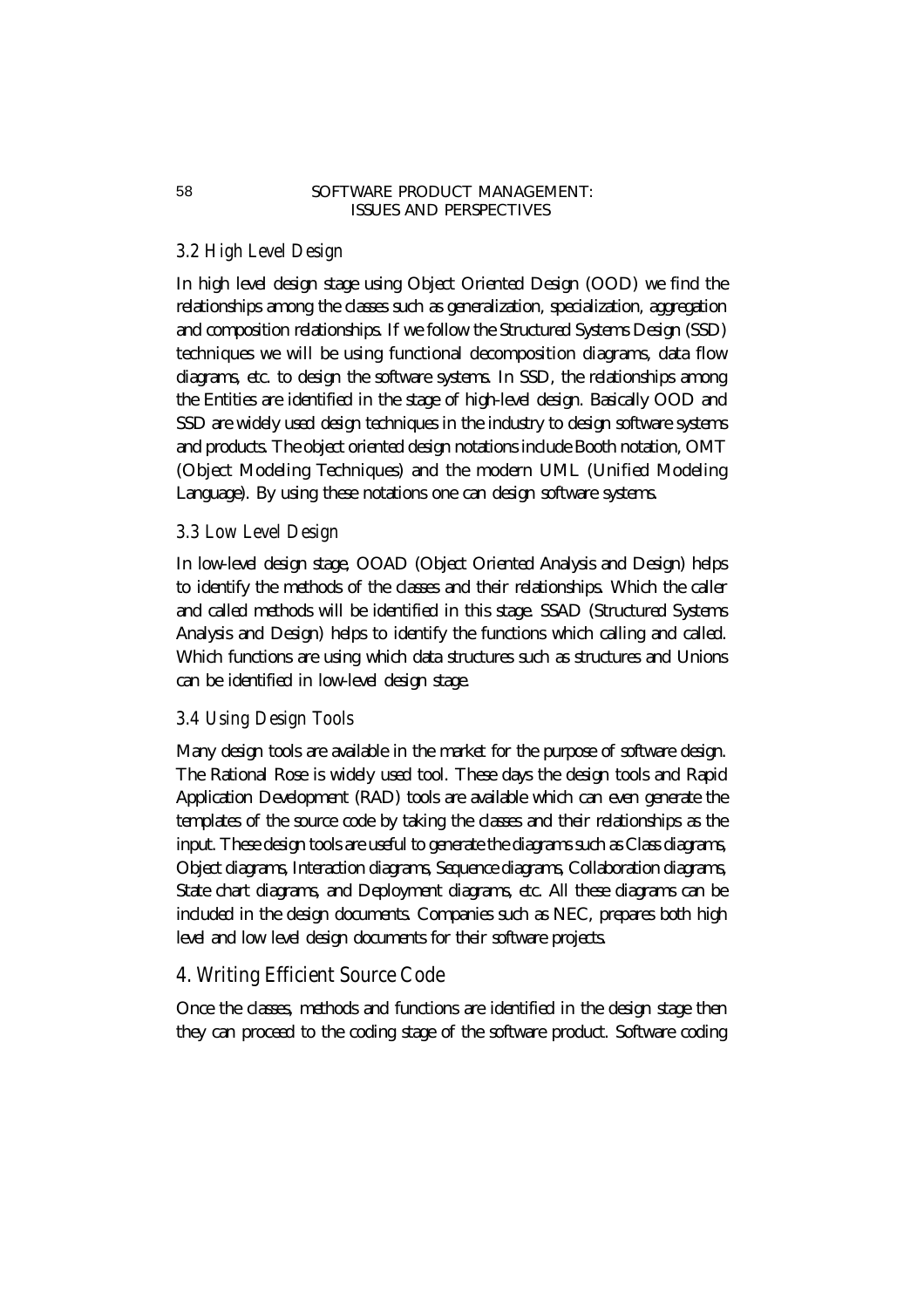### 3.2 High Level Design

In high level design stage using Object Oriented Design (OOD) we find the relationships among the classes such as generalization, specialization, aggregation and composition relationships. If we follow the Structured Systems Design (SSD) techniques we will be using functional decomposition diagrams, data flow diagrams, etc. to design the software systems. In SSD, the relationships among the Entities are identified in the stage of high-level design. Basically OOD and SSD are widely used design techniques in the industry to design software systems and products. The object oriented design notations include Booth notation, OMT (Object Modeling Techniques) and the modern UML (Unified Modeling Language). By using these notations one can design software systems.

### 3.3 Low Level Design

In low-level design stage, OOAD (Object Oriented Analysis and Design) helps to identify the methods of the classes and their relationships. Which the caller and called methods will be identified in this stage. SSAD (Structured Systems Analysis and Design) helps to identify the functions which calling and called. Which functions are using which data structures such as structures and Unions can be identified in low-level design stage.

### 3.4 Using Design Tools

Many design tools are available in the market for the purpose of software design. The Rational Rose is widely used tool. These days the design tools and Rapid Application Development (RAD) tools are available which can even generate the templates of the source code by taking the classes and their relationships as the input. These design tools are useful to generate the diagrams such as Class diagrams, Object diagrams, Interaction diagrams, Sequence diagrams, Collaboration diagrams, State chart diagrams, and Deployment diagrams, etc. All these diagrams can be included in the design documents. Companies such as NEC, prepares both high level and low level design documents for their software projects.

## 4. Writing Efficient Source Code

Once the classes, methods and functions are identified in the design stage then they can proceed to the coding stage of the software product. Software coding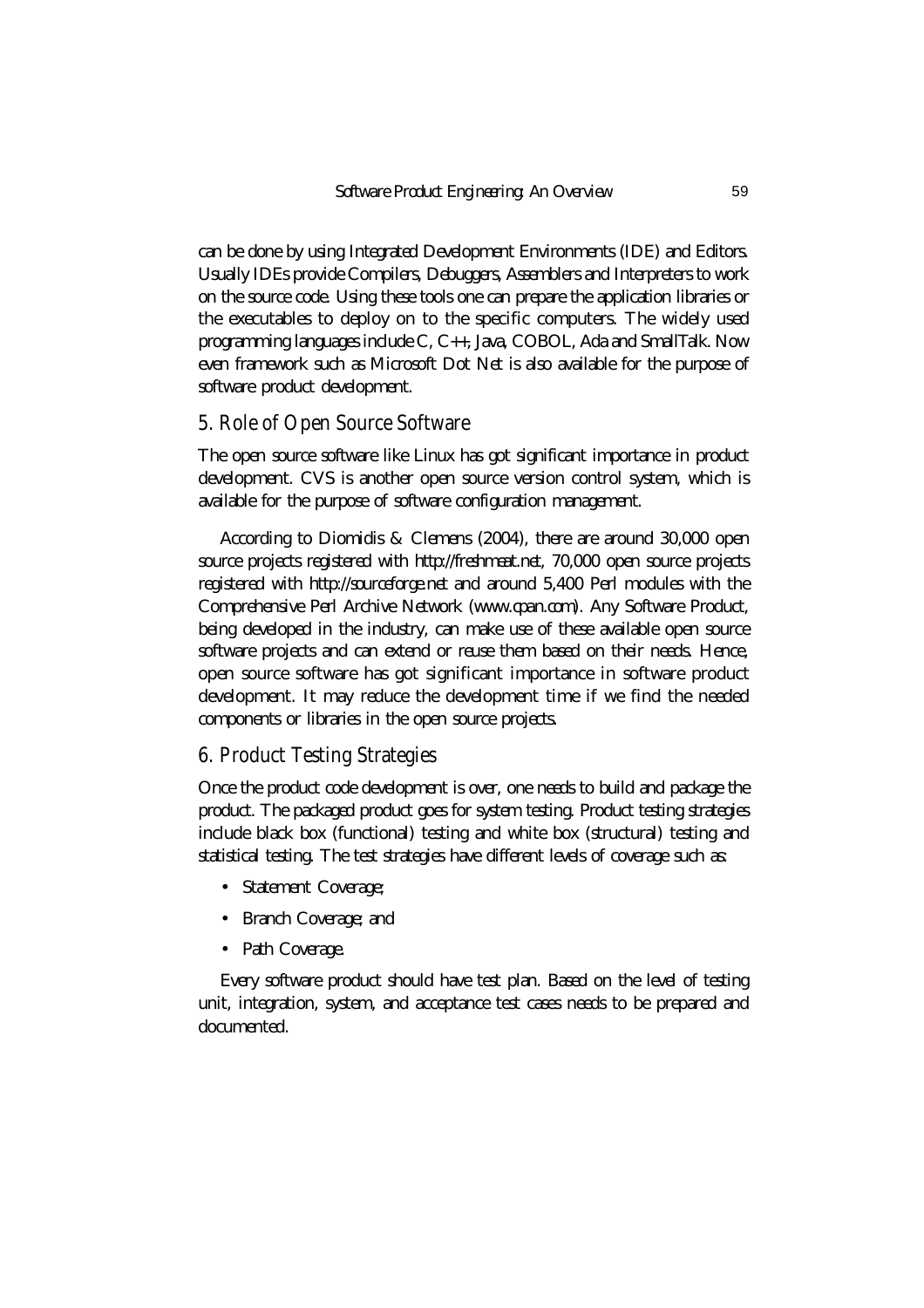can be done by using Integrated Development Environments (IDE) and Editors. Usually IDEs provide Compilers, Debuggers, Assemblers and Interpreters to work on the source code. Using these tools one can prepare the application libraries or the executables to deploy on to the specific computers. The widely used programming languages include C, C++, Java, COBOL, Ada and SmallTalk. Now even framework such as Microsoft Dot Net is also available for the purpose of software product development.

## 5. Role of Open Source Software

The open source software like Linux has got significant importance in product development. CVS is another open source version control system, which is available for the purpose of software configuration management.

According to Diomidis & Clemens (2004), there are around 30,000 open source projects registered with http://freshmeat.net, 70,000 open source projects registered with http://sourceforge.net and around 5,400 Perl modules with the Comprehensive Perl Archive Network (www.cpan.com). Any Software Product, being developed in the industry, can make use of these available open source software projects and can extend or reuse them based on their needs. Hence, open source software has got significant importance in software product development. It may reduce the development time if we find the needed components or libraries in the open source projects.

## 6. Product Testing Strategies

Once the product code development is over, one needs to build and package the product. The packaged product goes for system testing. Product testing strategies include black box (functional) testing and white box (structural) testing and statistical testing. The test strategies have different levels of coverage such as:

- Statement Coverage;
- Branch Coverage; and
- Path Coverage.

Every software product should have test plan. Based on the level of testing unit, integration, system, and acceptance test cases needs to be prepared and documented.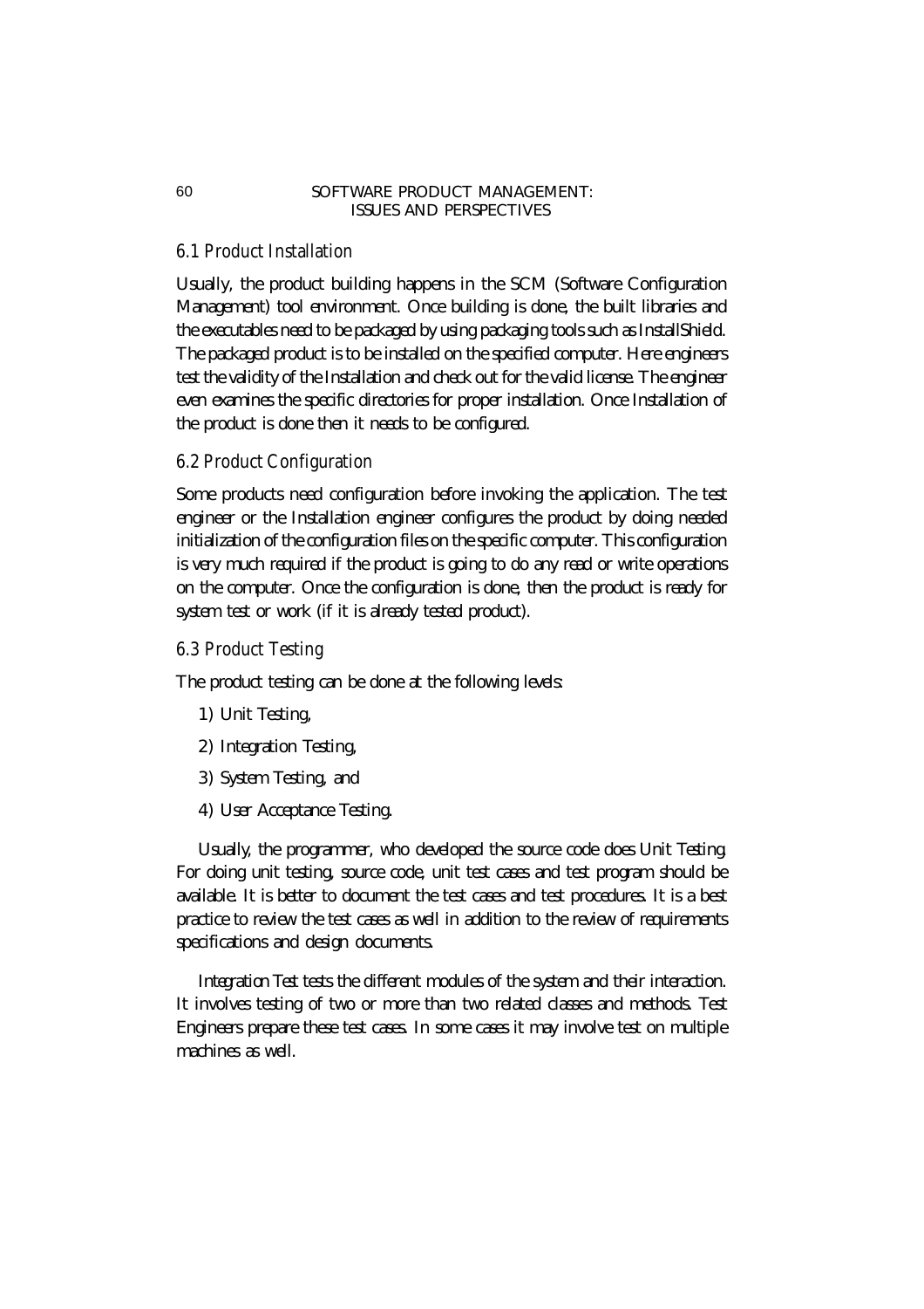### 6.1 Product Installation

Usually, the product building happens in the SCM (Software Configuration Management) tool environment. Once building is done, the built libraries and the executables need to be packaged by using packaging tools such as InstallShield. The packaged product is to be installed on the specified computer. Here engineers test the validity of the Installation and check out for the valid license. The engineer even examines the specific directories for proper installation. Once Installation of the product is done then it needs to be configured.

### 6.2 Product Configuration

Some products need configuration before invoking the application. The test engineer or the Installation engineer configures the product by doing needed initialization of the configuration files on the specific computer. This configuration is very much required if the product is going to do any read or write operations on the computer. Once the configuration is done, then the product is ready for system test or work (if it is already tested product).

### 6.3 Product Testing

The product testing can be done at the following levels:

1) Unit Testing,
2) Integration Testing,
3) System Testing, and
4) User Acceptance Testing.

Usually, the programmer, who developed the source code does Unit Testing. For doing unit testing, source code, unit test cases and test program should be available. It is better to document the test cases and test procedures. It is a best practice to review the test cases as well in addition to the review of requirements specifications and design documents.

Integration Test tests the different modules of the system and their interaction. It involves testing of two or more than two related classes and methods. Test Engineers prepare these test cases. In some cases it may involve test on multiple machines as well.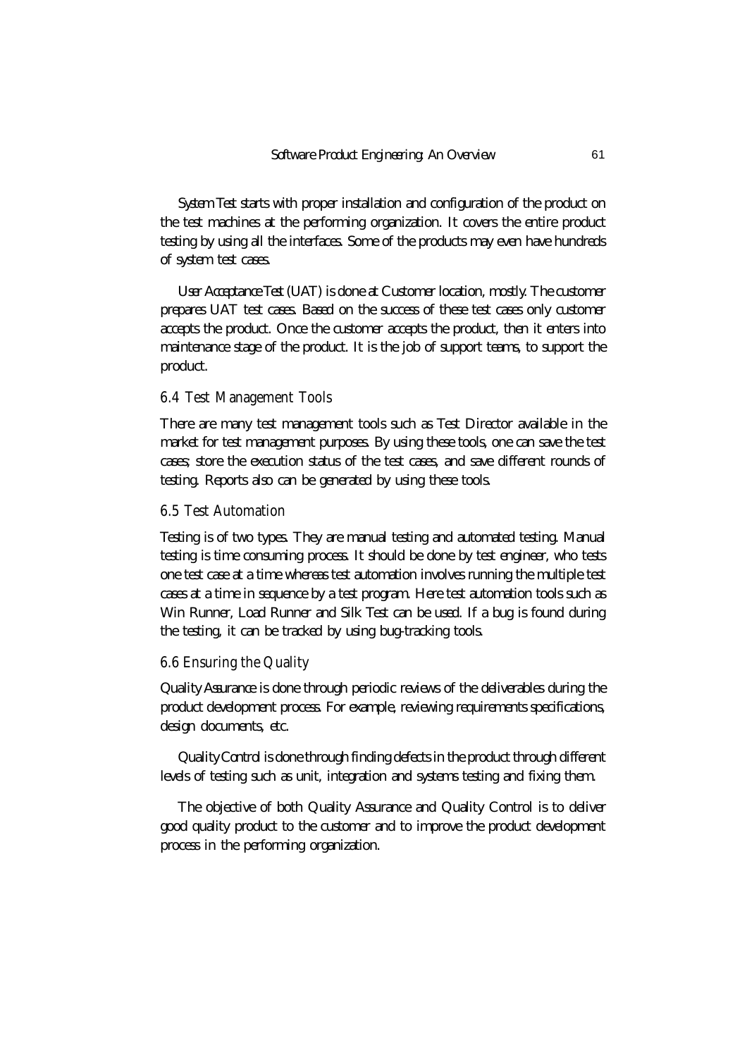System Test starts with proper installation and configuration of the product on the test machines at the performing organization. It covers the entire product testing by using all the interfaces. Some of the products may even have hundreds of system test cases.

User Acceptance Test (UAT) is done at Customer location, mostly. The customer prepares UAT test cases. Based on the success of these test cases only customer accepts the product. Once the customer accepts the product, then it enters into maintenance stage of the product. It is the job of support teams, to support the product.

### *6.4 Test Management Tools*

There are many test management tools such as Test Director available in the market for test management purposes. By using these tools, one can save the test cases; store the execution status of the test cases, and save different rounds of testing. Reports also can be generated by using these tools.

### *6.5 Test Automation*

Testing is of two types. They are manual testing and automated testing. Manual testing is time consuming process. It should be done by test engineer, who tests one test case at a time whereas test automation involves running the multiple test cases at a time in sequence by a test program. Here test automation tools such as Win Runner, Load Runner and Silk Test can be used. If a bug is found during the testing, it can be tracked by using bug-tracking tools.

### *6.6 Ensuring the Quality*

Quality Assurance is done through periodic reviews of the deliverables during the product development process. For example, reviewing requirements specifications, design documents, etc.

Quality Control is done through finding defects in the product through different levels of testing such as unit, integration and systems testing and fixing them.

The objective of both Quality Assurance and Quality Control is to deliver good quality product to the customer and to improve the product development process in the performing organization.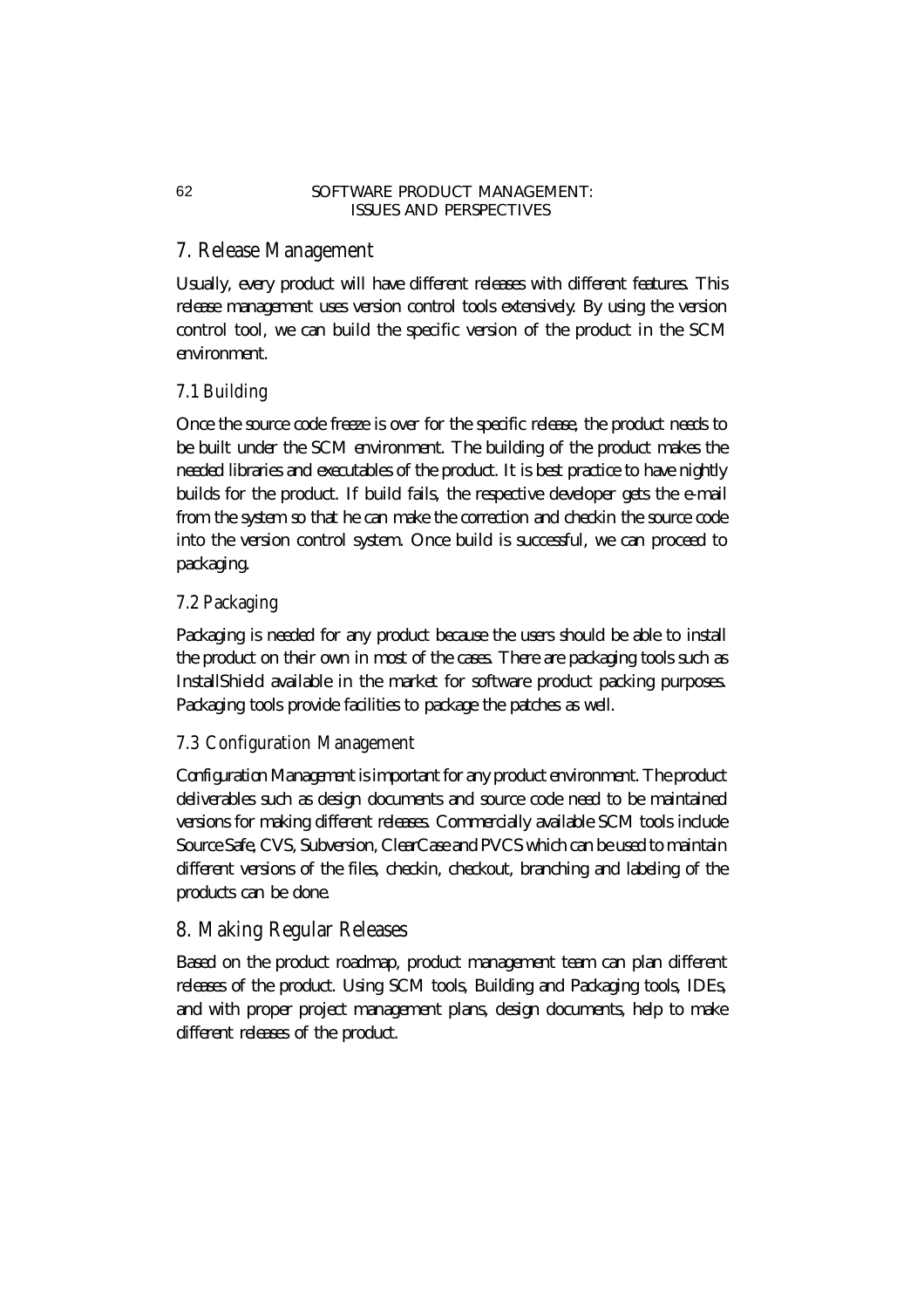## 7. Release Management

Usually, every product will have different releases with different features. This release management uses version control tools extensively. By using the version control tool, we can build the specific version of the product in the SCM environment.

### 7.1 Building

Once the source code freeze is over for the specific release, the product needs to be built under the SCM environment. The building of the product makes the needed libraries and executables of the product. It is best practice to have nightly builds for the product. If build fails, the respective developer gets the e-mail from the system so that he can make the correction and checkin the source code into the version control system. Once build is successful, we can proceed to packaging.

### 7.2 Packaging

Packaging is needed for any product because the users should be able to install the product on their own in most of the cases. There are packaging tools such as InstallShield available in the market for software product packing purposes. Packaging tools provide facilities to package the patches as well.

### 7.3 Configuration Management

Configuration Management is important for any product environment. The product deliverables such as design documents and source code need to be maintained versions for making different releases. Commercially available SCM tools include SourceSafe, CVS, Subversion, ClearCase and PVCS which can be used to maintain different versions of the files, checkin, checkout, branching and labeling of the products can be done.

## 8. Making Regular Releases

Based on the product roadmap, product management team can plan different releases of the product. Using SCM tools, Building and Packaging tools, IDEs, and with proper project management plans, design documents, help to make different releases of the product.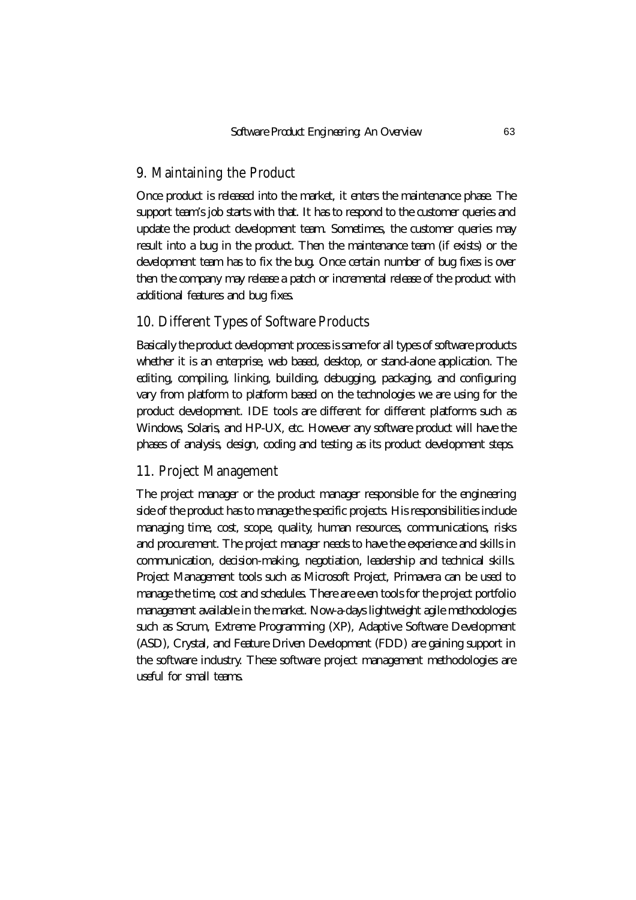## 9. Maintaining the Product

Once product is released into the market, it enters the maintenance phase. The support team's job starts with that. It has to respond to the customer queries and update the product development team. Sometimes, the customer queries may result into a bug in the product. Then the maintenance team (if exists) or the development team has to fix the bug. Once certain number of bug fixes is over then the company may release a patch or incremental release of the product with additional features and bug fixes.

## 10. Different Types of Software Products

Basically the product development process is same for all types of software products whether it is an enterprise, web based, desktop, or stand-alone application. The editing, compiling, linking, building, debugging, packaging, and configuring vary from platform to platform based on the technologies we are using for the product development. IDE tools are different for different platforms such as Windows, Solaris, and HP-UX, etc. However any software product will have the phases of analysis, design, coding and testing as its product development steps.

## 11. Project Management

The project manager or the product manager responsible for the engineering side of the product has to manage the specific projects. His responsibilities include managing time, cost, scope, quality, human resources, communications, risks and procurement. The project manager needs to have the experience and skills in communication, decision-making, negotiation, leadership and technical skills. Project Management tools such as Microsoft Project, Primavera can be used to manage the time, cost and schedules. There are even tools for the project portfolio management available in the market. Now-a-days lightweight agile methodologies such as Scrum, Extreme Programming (XP), Adaptive Software Development (ASD), Crystal, and Feature Driven Development (FDD) are gaining support in the software industry. These software project management methodologies are useful for small teams.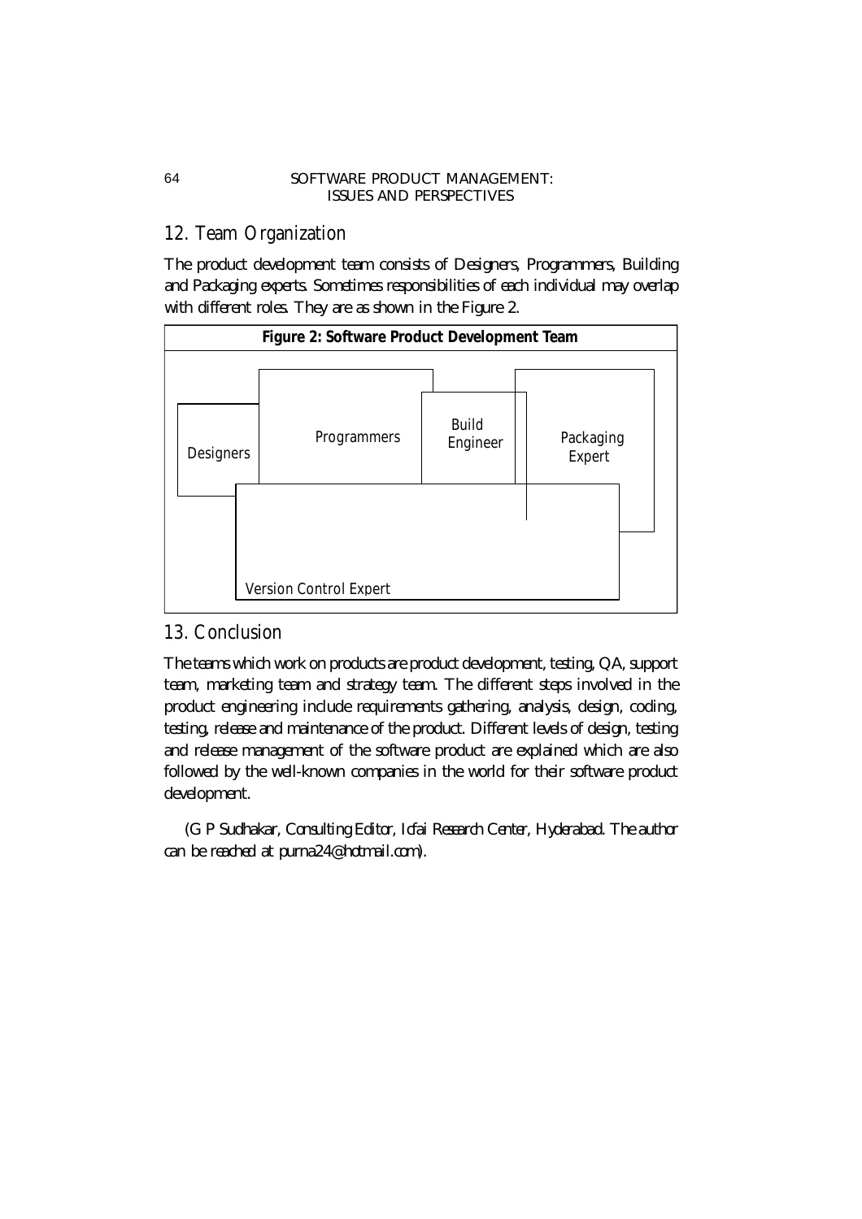## 12. Team Organization

The product development team consists of Designers, Programmers, Building and Packaging experts. Sometimes responsibilities of each individual may overlap with different roles. They are as shown in the Figure 2.

**Figure 2: Software Product Development Team**

Designers

Programmers

Build Engineer

Packaging Expert

Version Control Expert

## 13. Conclusion

The teams which work on products are product development, testing, QA, support team, marketing team and strategy team. The different steps involved in the product engineering include requirements gathering, analysis, design, coding, testing, release and maintenance of the product. Different levels of design, testing and release management of the software product are explained which are also followed by the well-known companies in the world for their software product development.

*(G P Sudhakar, Consulting Editor, Icfai Research Center, Hyderabad. The author can be reached at purna24@hotmail.com).*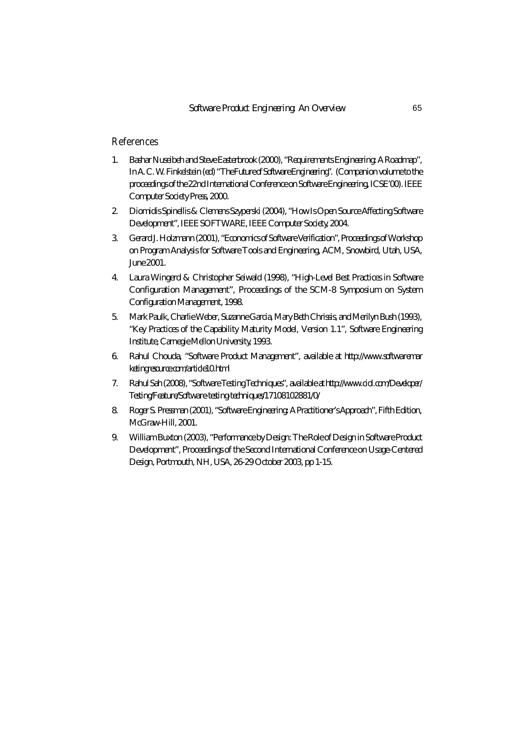## References

1. Bashar Nuseibeh and Steve Easterbrook (2000), "Requirements Engineering: A Roadmap", In A. C. W. Finkelstein (ed) "The Future of Software Engineering". (Companion volume to the proceedings of the 22nd International Conference on Software Engineering, ICSE'00). IEEE Computer Society Press, 2000.
2. Diomidis Spinellis & Clemens Szyperski (2004), "How Is Open Source Affecting Software Development", IEEE SOFTWARE, IEEE Computer Society, 2004.
3. Gerard J. Holzmann (2001), "Economics of Software Verification", Proceedings of Workshop on Program Analysis for Software Tools and Engineering, ACM, Snowbird, Utah, USA, June 2001.
4. Laura Wingerd & Christopher Seiwald (1998), "High-Level Best Practices in Software Configuration Management", Proceedings of the SCM-8 Symposium on System Configuration Management, 1998.
5. Mark Paulk, Charlie Weber, Suzanne Garcia, Mary Beth Chrissis, and Merilyn Bush (1993), "Key Practices of the Capability Maturity Model, Version 1.1", Software Engineering Institute, Carnegie Mellon University, 1993.
6. Rahul Chouda, "Software Product Management", available at http://www.softwaremar ketingresource.com/article10.html
7. Rahul Sah (2008), "Software Testing Techniques", available at http://www.ciol.com/Developer/ Testing/Feature/Software-testing-techniques/17108102881/0/
8. Roger S. Pressman (2001), "Software Engineering: A Practitioner's Approach", Fifth Edition, McGraw-Hill, 2001.
9. William Buxton (2003), "Performance by Design: The Role of Design in Software Product Development", Proceedings of the Second International Conference on Usage-Centered Design, Portmouth, NH, USA, 26-29 October 2003, pp 1-15.